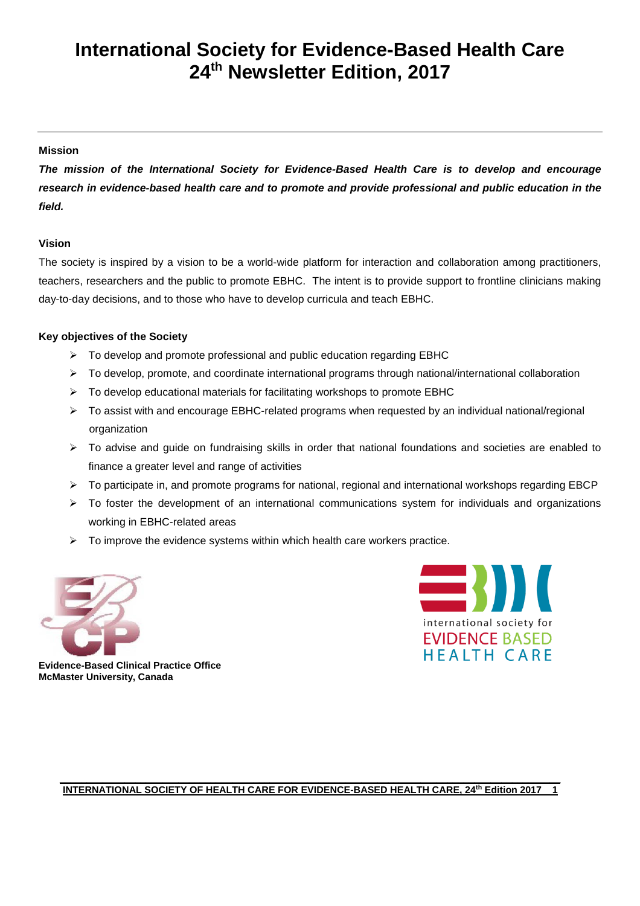# International Society for Evidence-Based Health Care 24th Newsletter Edition, 2017

**Mission**

***The mission of the International Society for Evidence-Based Health Care is to develop and encourage research in evidence-based health care and to promote and provide professional and public education in the field.***

**Vision**

The society is inspired by a vision to be a world-wide platform for interaction and collaboration among practitioners, teachers, researchers and the public to promote EBHC. The intent is to provide support to frontline clinicians making day-to-day decisions, and to those who have to develop curricula and teach EBHC.

**Key objectives of the Society**

- To develop and promote professional and public education regarding EBHC
- To develop, promote, and coordinate international programs through national/international collaboration
- To develop educational materials for facilitating workshops to promote EBHC
- To assist with and encourage EBHC-related programs when requested by an individual national/regional organization
- To advise and guide on fundraising skills in order that national foundations and societies are enabled to finance a greater level and range of activities
- To participate in, and promote programs for national, regional and international workshops regarding EBCP
- To foster the development of an international communications system for individuals and organizations working in EBHC-related areas
- To improve the evidence systems within which health care workers practice.

**Evidence-Based Clinical Practice Office**
**McMaster University, Canada**

international society for
EVIDENCE BASED
HEALTH CARE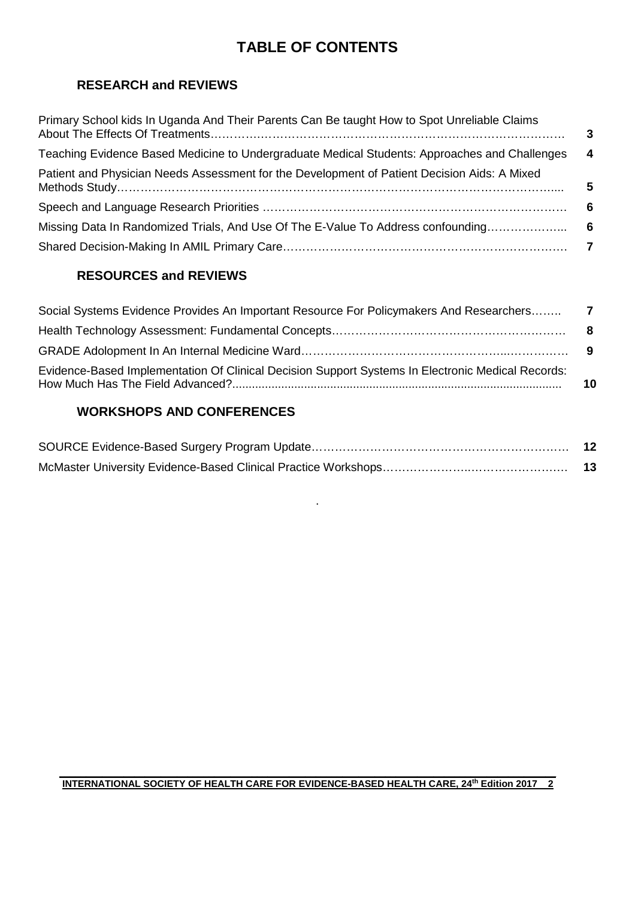# TABLE OF CONTENTS

## RESEARCH and REVIEWS

| | |
|---|---|
| Primary School kids In Uganda And Their Parents Can Be taught How to Spot Unreliable Claims About The Effects Of Treatments | **3** |
| Teaching Evidence Based Medicine to Undergraduate Medical Students: Approaches and Challenges | **4** |
| Patient and Physician Needs Assessment for the Development of Patient Decision Aids: A Mixed Methods Study | **5** |
| Speech and Language Research Priorities | **6** |
| Missing Data In Randomized Trials, And Use Of The E-Value To Address confounding | **6** |
| Shared Decision-Making In AMIL Primary Care | **7** |

## RESOURCES and REVIEWS

| | |
|---|---|
| Social Systems Evidence Provides An Important Resource For Policymakers And Researchers | **7** |
| Health Technology Assessment: Fundamental Concepts | **8** |
| GRADE Adolopment In An Internal Medicine Ward | **9** |
| Evidence-Based Implementation Of Clinical Decision Support Systems In Electronic Medical Records: How Much Has The Field Advanced? | **10** |

## WORKSHOPS AND CONFERENCES

| | |
|---|---|
| SOURCE Evidence-Based Surgery Program Update | **12** |
| McMaster University Evidence-Based Clinical Practice Workshops | **13** |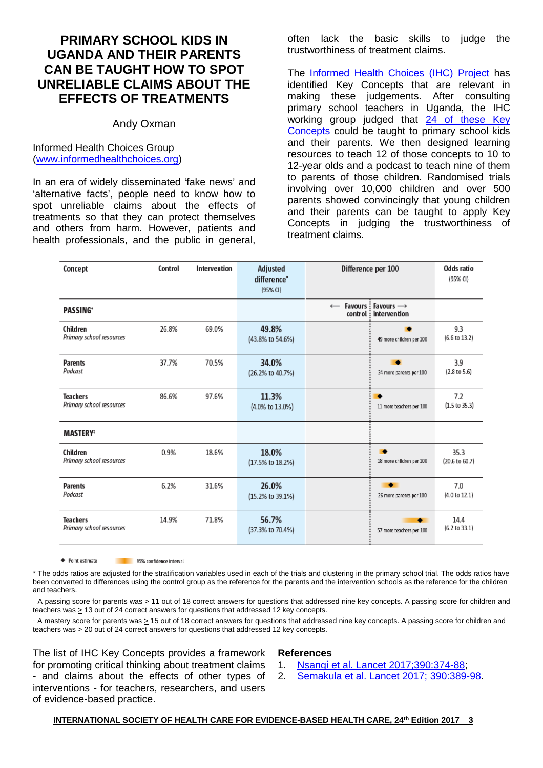# PRIMARY SCHOOL KIDS IN UGANDA AND THEIR PARENTS CAN BE TAUGHT HOW TO SPOT UNRELIABLE CLAIMS ABOUT THE EFFECTS OF TREATMENTS

Andy Oxman

Informed Health Choices Group (www.informedhealthchoices.org)

In an era of widely disseminated 'fake news' and 'alternative facts', people need to know how to spot unreliable claims about the effects of treatments so that they can protect themselves and others from harm. However, patients and health professionals, and the public in general, often lack the basic skills to judge the trustworthiness of treatment claims.

The Informed Health Choices (IHC) Project has identified Key Concepts that are relevant in making these judgements. After consulting primary school teachers in Uganda, the IHC working group judged that 24 of these Key Concepts could be taught to primary school kids and their parents. We then designed learning resources to teach 12 of those concepts to 10 to 12-year olds and a podcast to teach nine of them to parents of those children. Randomised trials involving over 10,000 children and over 500 parents showed convincingly that young children and their parents can be taught to apply Key Concepts in judging the trustworthiness of treatment claims.

| Concept | Control | Intervention | Adjusted difference* (95% CI) | Difference per 100 | Odds ratio (95% CI) |
|---|---|---|---|---|---|
| **PASSING**† | | | | ← Favours control ⋮ Favours intervention → | |
| **Children** *Primary school resources* | 26.8% | 69.0% | **49.8%** (43.8% to 54.6%) | 49 more children per 100 | 9.3 (6.6 to 13.2) |
| **Parents** *Podcast* | 37.7% | 70.5% | **34.0%** (26.2% to 40.7%) | 34 more parents per 100 | 3.9 (2.8 to 5.6) |
| **Teachers** *Primary school resources* | 86.6% | 97.6% | **11.3%** (4.0% to 13.0%) | 11 more teachers per 100 | 7.2 (1.5 to 35.3) |
| **MASTERY**‡ | | | | | |
| **Children** *Primary school resources* | 0.9% | 18.6% | **18.0%** (17.5% to 18.2%) | 18 more children per 100 | 35.3 (20.6 to 60.7) |
| **Parents** *Podcast* | 6.2% | 31.6% | **26.0%** (15.2% to 39.1%) | 26 more parents per 100 | 7.0 (4.0 to 12.1) |
| **Teachers** *Primary school resources* | 14.9% | 71.8% | **56.7%** (37.3% to 70.4%) | 57 more teachers per 100 | 14.4 (6.2 to 33.1) |

◆ Point estimate ▬ 95% confidence interval

\* The odds ratios are adjusted for the stratification variables used in each of the trials and clustering in the primary school trial. The odds ratios have been converted to differences using the control group as the reference for the parents and the intervention schools as the reference for the children and teachers.

† A passing score for parents was ≥ 11 out of 18 correct answers for questions that addressed nine key concepts. A passing score for children and teachers was ≥ 13 out of 24 correct answers for questions that addressed 12 key concepts.

‡ A mastery score for parents was ≥ 15 out of 18 correct answers for questions that addressed nine key concepts. A passing score for children and teachers was ≥ 20 out of 24 correct answers for questions that addressed 12 key concepts.

The list of IHC Key Concepts provides a framework for promoting critical thinking about treatment claims - and claims about the effects of other types of interventions - for teachers, researchers, and users of evidence-based practice.

## References

1. Nsangi et al. Lancet 2017;390:374-88;
2. Semakula et al. Lancet 2017; 390:389-98.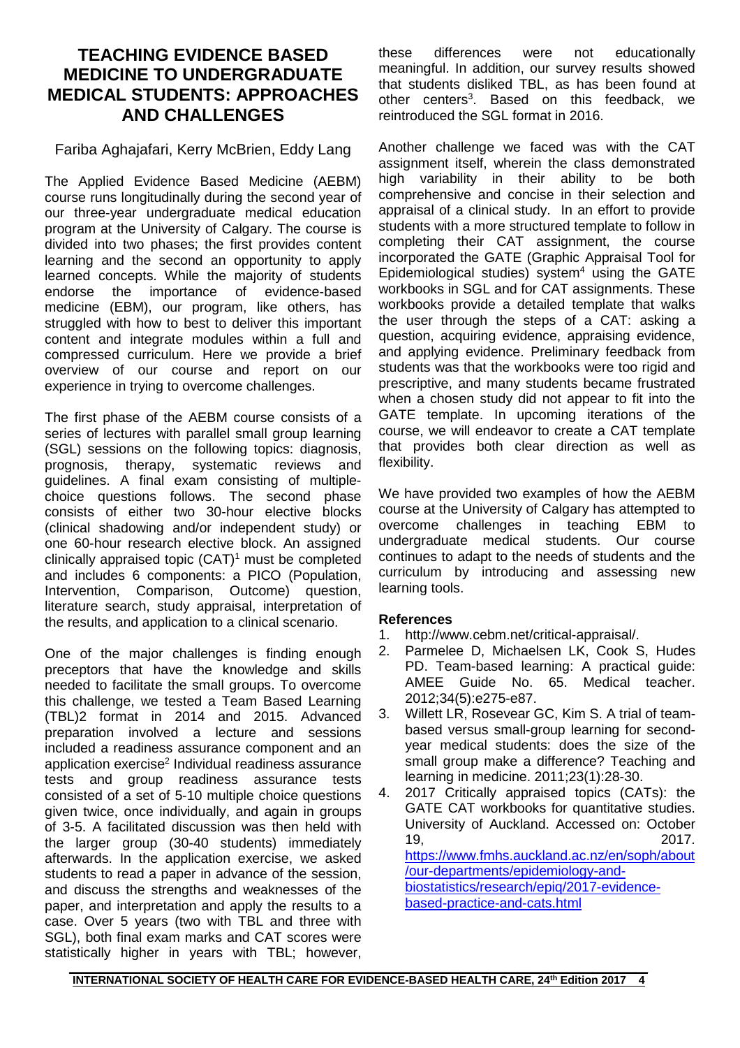# TEACHING EVIDENCE BASED MEDICINE TO UNDERGRADUATE MEDICAL STUDENTS: APPROACHES AND CHALLENGES

Fariba Aghajafari, Kerry McBrien, Eddy Lang

The Applied Evidence Based Medicine (AEBM) course runs longitudinally during the second year of our three-year undergraduate medical education program at the University of Calgary. The course is divided into two phases; the first provides content learning and the second an opportunity to apply learned concepts. While the majority of students endorse the importance of evidence-based medicine (EBM), our program, like others, has struggled with how to best to deliver this important content and integrate modules within a full and compressed curriculum. Here we provide a brief overview of our course and report on our experience in trying to overcome challenges.

The first phase of the AEBM course consists of a series of lectures with parallel small group learning (SGL) sessions on the following topics: diagnosis, prognosis, therapy, systematic reviews and guidelines. A final exam consisting of multiple-choice questions follows. The second phase consists of either two 30-hour elective blocks (clinical shadowing and/or independent study) or one 60-hour research elective block. An assigned clinically appraised topic (CAT)[1] must be completed and includes 6 components: a PICO (Population, Intervention, Comparison, Outcome) question, literature search, study appraisal, interpretation of the results, and application to a clinical scenario.

One of the major challenges is finding enough preceptors that have the knowledge and skills needed to facilitate the small groups. To overcome this challenge, we tested a Team Based Learning (TBL)2 format in 2014 and 2015. Advanced preparation involved a lecture and sessions included a readiness assurance component and an application exercise[2] Individual readiness assurance tests and group readiness assurance tests consisted of a set of 5-10 multiple choice questions given twice, once individually, and again in groups of 3-5. A facilitated discussion was then held with the larger group (30-40 students) immediately afterwards. In the application exercise, we asked students to read a paper in advance of the session, and discuss the strengths and weaknesses of the paper, and interpretation and apply the results to a case. Over 5 years (two with TBL and three with SGL), both final exam marks and CAT scores were statistically higher in years with TBL; however, these differences were not educationally meaningful. In addition, our survey results showed that students disliked TBL, as has been found at other centers[3]. Based on this feedback, we reintroduced the SGL format in 2016.

Another challenge we faced was with the CAT assignment itself, wherein the class demonstrated high variability in their ability to be both comprehensive and concise in their selection and appraisal of a clinical study. In an effort to provide students with a more structured template to follow in completing their CAT assignment, the course incorporated the GATE (Graphic Appraisal Tool for Epidemiological studies) system[4] using the GATE workbooks in SGL and for CAT assignments. These workbooks provide a detailed template that walks the user through the steps of a CAT: asking a question, acquiring evidence, appraising evidence, and applying evidence. Preliminary feedback from students was that the workbooks were too rigid and prescriptive, and many students became frustrated when a chosen study did not appear to fit into the GATE template. In upcoming iterations of the course, we will endeavor to create a CAT template that provides both clear direction as well as flexibility.

We have provided two examples of how the AEBM course at the University of Calgary has attempted to overcome challenges in teaching EBM to undergraduate medical students. Our course continues to adapt to the needs of students and the curriculum by introducing and assessing new learning tools.

**References**

1. http://www.cebm.net/critical-appraisal/.
2. Parmelee D, Michaelsen LK, Cook S, Hudes PD. Team-based learning: A practical guide: AMEE Guide No. 65. Medical teacher. 2012;34(5):e275-e87.
3. Willett LR, Rosevear GC, Kim S. A trial of team-based versus small-group learning for second-year medical students: does the size of the small group make a difference? Teaching and learning in medicine. 2011;23(1):28-30.
4. 2017 Critically appraised topics (CATs): the GATE CAT workbooks for quantitative studies. University of Auckland. Accessed on: October 19, 2017. https://www.fmhs.auckland.ac.nz/en/soph/about/our-departments/epidemiology-and-biostatistics/research/epiq/2017-evidence-based-practice-and-cats.html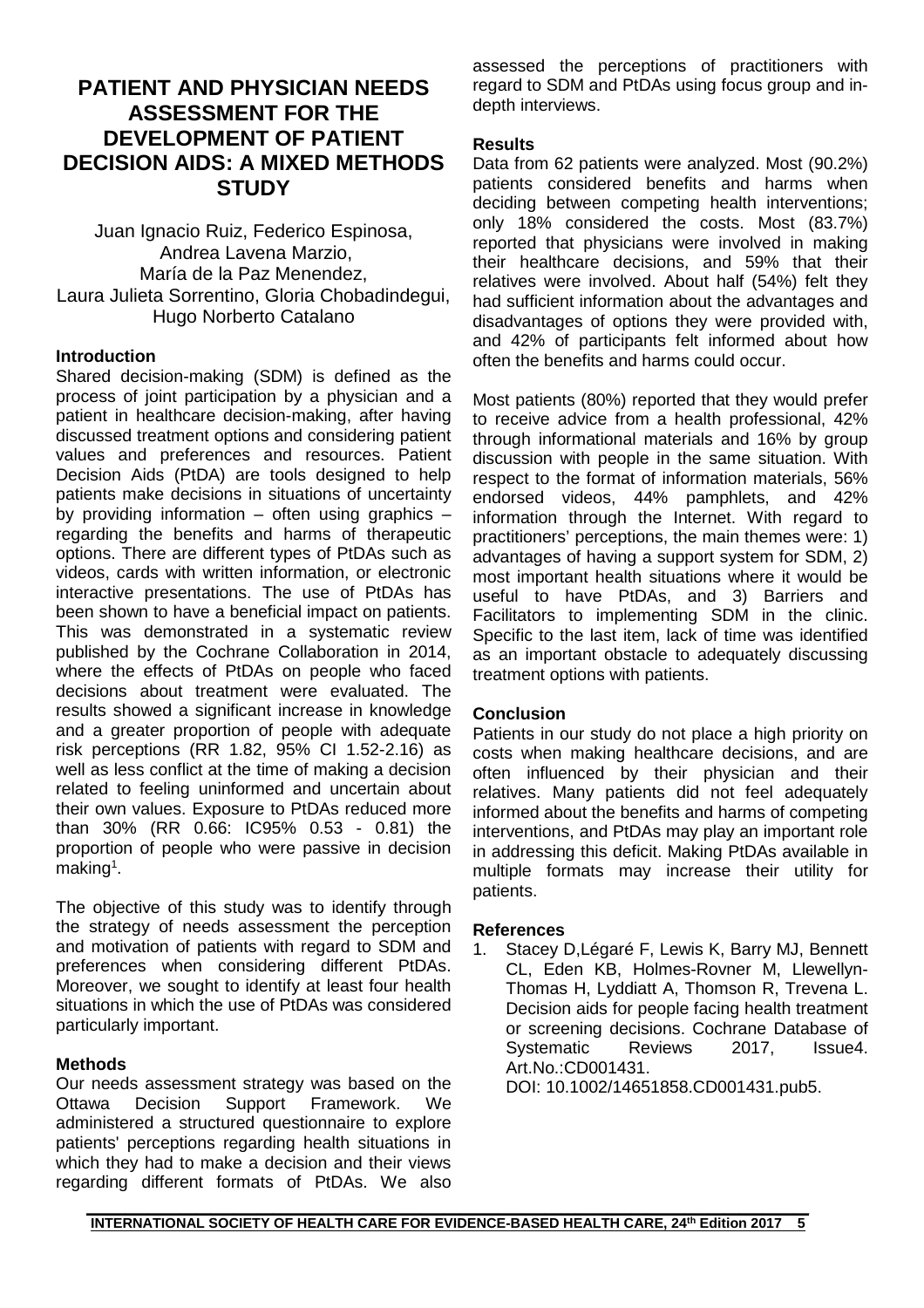# PATIENT AND PHYSICIAN NEEDS ASSESSMENT FOR THE DEVELOPMENT OF PATIENT DECISION AIDS: A MIXED METHODS STUDY

Juan Ignacio Ruiz, Federico Espinosa, Andrea Lavena Marzio, María de la Paz Menendez, Laura Julieta Sorrentino, Gloria Chobadindegui, Hugo Norberto Catalano

### Introduction

Shared decision-making (SDM) is defined as the process of joint participation by a physician and a patient in healthcare decision-making, after having discussed treatment options and considering patient values and preferences and resources. Patient Decision Aids (PtDA) are tools designed to help patients make decisions in situations of uncertainty by providing information – often using graphics – regarding the benefits and harms of therapeutic options. There are different types of PtDAs such as videos, cards with written information, or electronic interactive presentations. The use of PtDAs has been shown to have a beneficial impact on patients. This was demonstrated in a systematic review published by the Cochrane Collaboration in 2014, where the effects of PtDAs on people who faced decisions about treatment were evaluated. The results showed a significant increase in knowledge and a greater proportion of people with adequate risk perceptions (RR 1.82, 95% CI 1.52-2.16) as well as less conflict at the time of making a decision related to feeling uninformed and uncertain about their own values. Exposure to PtDAs reduced more than 30% (RR 0.66: IC95% 0.53 - 0.81) the proportion of people who were passive in decision making[1].

The objective of this study was to identify through the strategy of needs assessment the perception and motivation of patients with regard to SDM and preferences when considering different PtDAs. Moreover, we sought to identify at least four health situations in which the use of PtDAs was considered particularly important.

### Methods

Our needs assessment strategy was based on the Ottawa Decision Support Framework. We administered a structured questionnaire to explore patients' perceptions regarding health situations in which they had to make a decision and their views regarding different formats of PtDAs. We also assessed the perceptions of practitioners with regard to SDM and PtDAs using focus group and in-depth interviews.

### Results

Data from 62 patients were analyzed. Most (90.2%) patients considered benefits and harms when deciding between competing health interventions; only 18% considered the costs. Most (83.7%) reported that physicians were involved in making their healthcare decisions, and 59% that their relatives were involved. About half (54%) felt they had sufficient information about the advantages and disadvantages of options they were provided with, and 42% of participants felt informed about how often the benefits and harms could occur.

Most patients (80%) reported that they would prefer to receive advice from a health professional, 42% through informational materials and 16% by group discussion with people in the same situation. With respect to the format of information materials, 56% endorsed videos, 44% pamphlets, and 42% information through the Internet. With regard to practitioners' perceptions, the main themes were: 1) advantages of having a support system for SDM, 2) most important health situations where it would be useful to have PtDAs, and 3) Barriers and Facilitators to implementing SDM in the clinic. Specific to the last item, lack of time was identified as an important obstacle to adequately discussing treatment options with patients.

### Conclusion

Patients in our study do not place a high priority on costs when making healthcare decisions, and are often influenced by their physician and their relatives. Many patients did not feel adequately informed about the benefits and harms of competing interventions, and PtDAs may play an important role in addressing this deficit. Making PtDAs available in multiple formats may increase their utility for patients.

### References

1. Stacey D,Légaré F, Lewis K, Barry MJ, Bennett CL, Eden KB, Holmes-Rovner M, Llewellyn-Thomas H, Lyddiatt A, Thomson R, Trevena L. Decision aids for people facing health treatment or screening decisions. Cochrane Database of Systematic Reviews 2017, Issue4. Art.No.:CD001431. DOI: 10.1002/14651858.CD001431.pub5.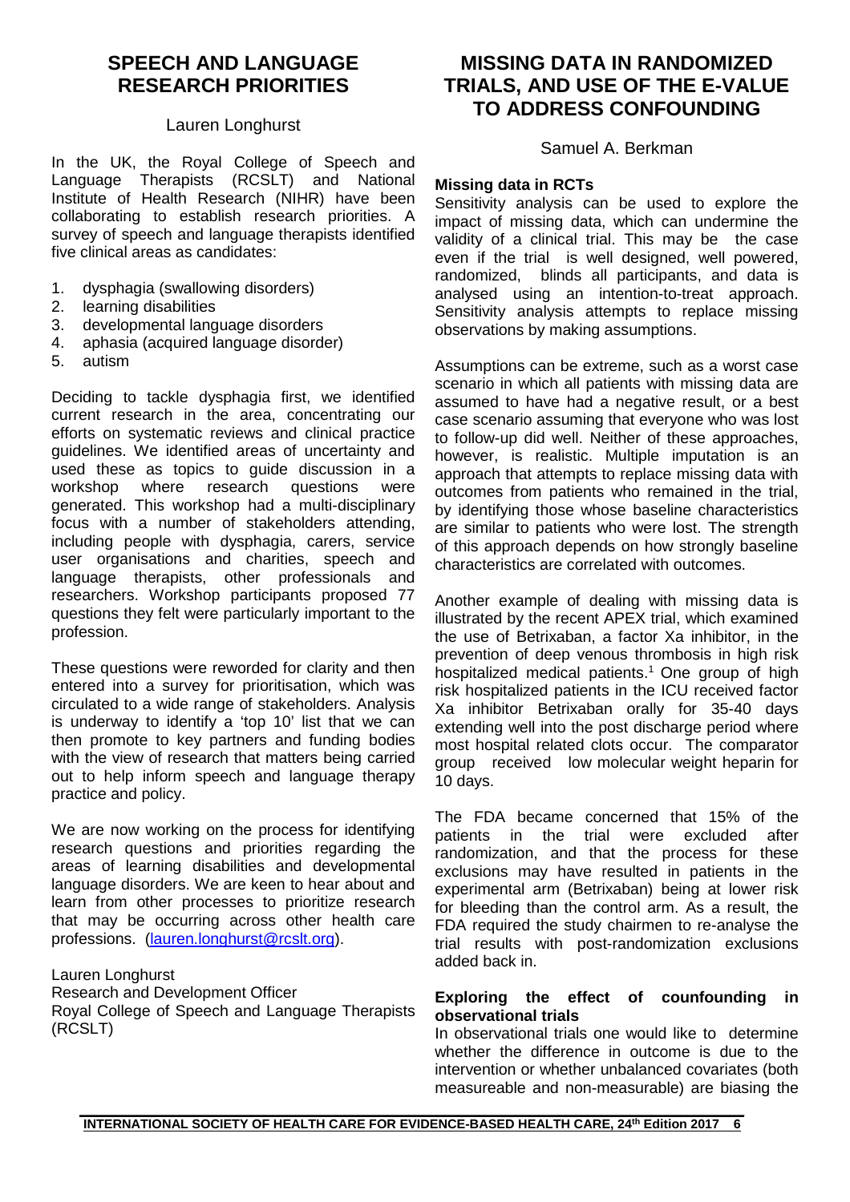## SPEECH AND LANGUAGE RESEARCH PRIORITIES

Lauren Longhurst

In the UK, the Royal College of Speech and Language Therapists (RCSLT) and National Institute of Health Research (NIHR) have been collaborating to establish research priorities. A survey of speech and language therapists identified five clinical areas as candidates:

1. dysphagia (swallowing disorders)
2. learning disabilities
3. developmental language disorders
4. aphasia (acquired language disorder)
5. autism

Deciding to tackle dysphagia first, we identified current research in the area, concentrating our efforts on systematic reviews and clinical practice guidelines. We identified areas of uncertainty and used these as topics to guide discussion in a workshop where research questions were generated. This workshop had a multi-disciplinary focus with a number of stakeholders attending, including people with dysphagia, carers, service user organisations and charities, speech and language therapists, other professionals and researchers. Workshop participants proposed 77 questions they felt were particularly important to the profession.

These questions were reworded for clarity and then entered into a survey for prioritisation, which was circulated to a wide range of stakeholders. Analysis is underway to identify a 'top 10' list that we can then promote to key partners and funding bodies with the view of research that matters being carried out to help inform speech and language therapy practice and policy.

We are now working on the process for identifying research questions and priorities regarding the areas of learning disabilities and developmental language disorders. We are keen to hear about and learn from other processes to prioritize research that may be occurring across other health care professions. (lauren.longhurst@rcslt.org).

Lauren Longhurst
Research and Development Officer
Royal College of Speech and Language Therapists (RCSLT)

## MISSING DATA IN RANDOMIZED TRIALS, AND USE OF THE E-VALUE TO ADDRESS CONFOUNDING

Samuel A. Berkman

### Missing data in RCTs

Sensitivity analysis can be used to explore the impact of missing data, which can undermine the validity of a clinical trial. This may be the case even if the trial is well designed, well powered, randomized, blinds all participants, and data is analysed using an intention-to-treat approach. Sensitivity analysis attempts to replace missing observations by making assumptions.

Assumptions can be extreme, such as a worst case scenario in which all patients with missing data are assumed to have had a negative result, or a best case scenario assuming that everyone who was lost to follow-up did well. Neither of these approaches, however, is realistic. Multiple imputation is an approach that attempts to replace missing data with outcomes from patients who remained in the trial, by identifying those whose baseline characteristics are similar to patients who were lost. The strength of this approach depends on how strongly baseline characteristics are correlated with outcomes.

Another example of dealing with missing data is illustrated by the recent APEX trial, which examined the use of Betrixaban, a factor Xa inhibitor, in the prevention of deep venous thrombosis in high risk hospitalized medical patients.[1] One group of high risk hospitalized patients in the ICU received factor Xa inhibitor Betrixaban orally for 35-40 days extending well into the post discharge period where most hospital related clots occur. The comparator group received low molecular weight heparin for 10 days.

The FDA became concerned that 15% of the patients in the trial were excluded after randomization, and that the process for these exclusions may have resulted in patients in the experimental arm (Betrixaban) being at lower risk for bleeding than the control arm. As a result, the FDA required the study chairmen to re-analyse the trial results with post-randomization exclusions added back in.

### Exploring the effect of counfounding in observational trials

In observational trials one would like to determine whether the difference in outcome is due to the intervention or whether unbalanced covariates (both measureable and non-measurable) are biasing the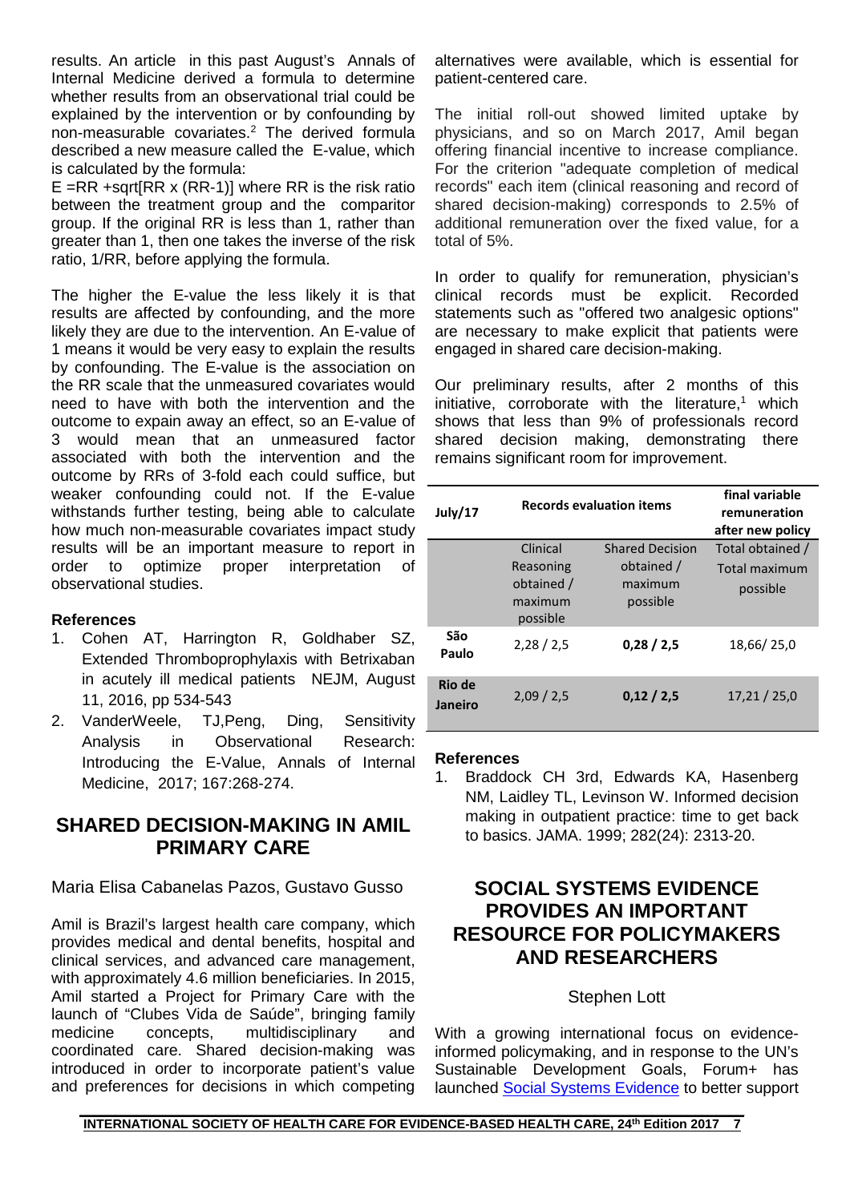results. An article in this past August's Annals of Internal Medicine derived a formula to determine whether results from an observational trial could be explained by the intervention or by confounding by non-measurable covariates.[2] The derived formula described a new measure called the E-value, which is calculated by the formula:

$E = RR + \text{sqrt}[RR \times (RR-1)]$ where RR is the risk ratio between the treatment group and the comparitor group. If the original RR is less than 1, rather than greater than 1, then one takes the inverse of the risk ratio, 1/RR, before applying the formula.

The higher the E-value the less likely it is that results are affected by confounding, and the more likely they are due to the intervention. An E-value of 1 means it would be very easy to explain the results by confounding. The E-value is the association on the RR scale that the unmeasured covariates would need to have with both the intervention and the outcome to expain away an effect, so an E-value of 3 would mean that an unmeasured factor associated with both the intervention and the outcome by RRs of 3-fold each could suffice, but weaker confounding could not. If the E-value withstands further testing, being able to calculate how much non-measurable covariates impact study results will be an important measure to report in order to optimize proper interpretation of observational studies.

**References**

1. Cohen AT, Harrington R, Goldhaber SZ, Extended Thromboprophylaxis with Betrixaban in acutely ill medical patients NEJM, August 11, 2016, pp 534-543
2. VanderWeele, TJ,Peng, Ding, Sensitivity Analysis in Observational Research: Introducing the E-Value, Annals of Internal Medicine, 2017; 167:268-274.

## SHARED DECISION-MAKING IN AMIL PRIMARY CARE

Maria Elisa Cabanelas Pazos, Gustavo Gusso

Amil is Brazil's largest health care company, which provides medical and dental benefits, hospital and clinical services, and advanced care management, with approximately 4.6 million beneficiaries. In 2015, Amil started a Project for Primary Care with the launch of "Clubes Vida de Saúde", bringing family medicine concepts, multidisciplinary and coordinated care. Shared decision-making was introduced in order to incorporate patient's value and preferences for decisions in which competing alternatives were available, which is essential for patient-centered care.

The initial roll-out showed limited uptake by physicians, and so on March 2017, Amil began offering financial incentive to increase compliance. For the criterion "adequate completion of medical records" each item (clinical reasoning and record of shared decision-making) corresponds to 2.5% of additional remuneration over the fixed value, for a total of 5%.

In order to qualify for remuneration, physician's clinical records must be explicit. Recorded statements such as "offered two analgesic options" are necessary to make explicit that patients were engaged in shared care decision-making.

Our preliminary results, after 2 months of this initiative, corroborate with the literature,[1] which shows that less than 9% of professionals record shared decision making, demonstrating there remains significant room for improvement.

| July/17 | Records evaluation items | | final variable remuneration after new policy |
|---|---|---|---|
| | Clinical Reasoning obtained / maximum possible | Shared Decision obtained / maximum possible | Total obtained / Total maximum possible |
| São Paulo | 2,28 / 2,5 | **0,28 / 2,5** | 18,66/ 25,0 |
| Rio de Janeiro | 2,09 / 2,5 | **0,12 / 2,5** | 17,21 / 25,0 |

**References**

1. Braddock CH 3rd, Edwards KA, Hasenberg NM, Laidley TL, Levinson W. Informed decision making in outpatient practice: time to get back to basics. JAMA. 1999; 282(24): 2313-20.

## SOCIAL SYSTEMS EVIDENCE PROVIDES AN IMPORTANT RESOURCE FOR POLICYMAKERS AND RESEARCHERS

Stephen Lott

With a growing international focus on evidence-informed policymaking, and in response to the UN's Sustainable Development Goals, Forum+ has launched Social Systems Evidence to better support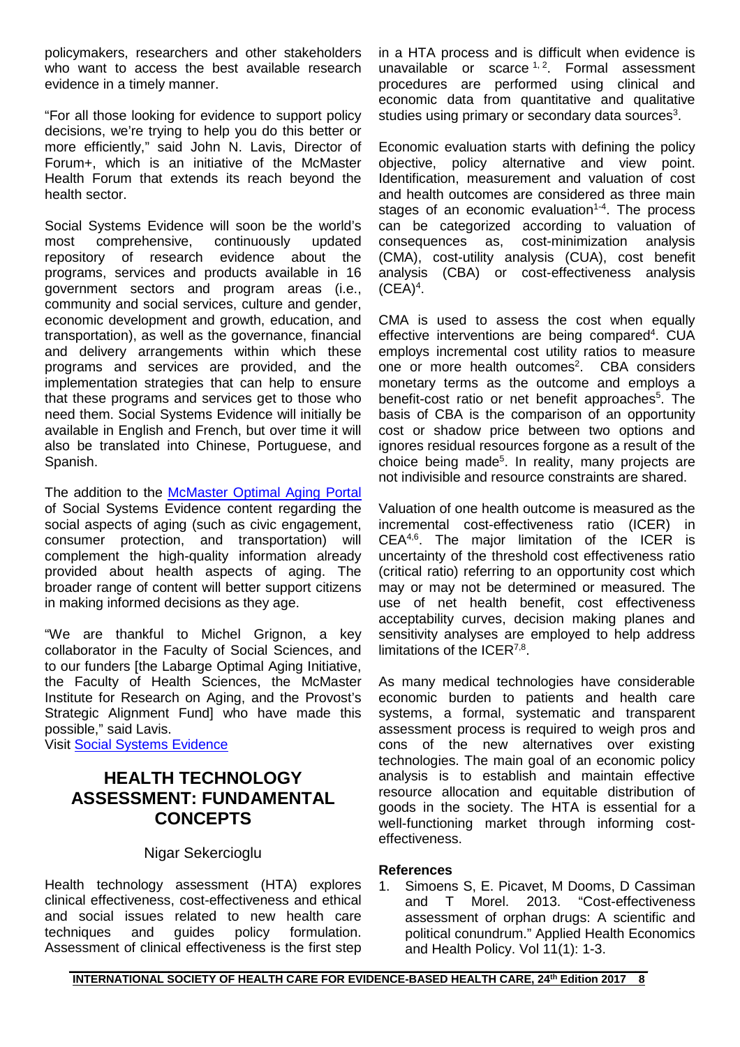policymakers, researchers and other stakeholders who want to access the best available research evidence in a timely manner.

"For all those looking for evidence to support policy decisions, we're trying to help you do this better or more efficiently," said John N. Lavis, Director of Forum+, which is an initiative of the McMaster Health Forum that extends its reach beyond the health sector.

Social Systems Evidence will soon be the world's most comprehensive, continuously updated repository of research evidence about the programs, services and products available in 16 government sectors and program areas (i.e., community and social services, culture and gender, economic development and growth, education, and transportation), as well as the governance, financial and delivery arrangements within which these programs and services are provided, and the implementation strategies that can help to ensure that these programs and services get to those who need them. Social Systems Evidence will initially be available in English and French, but over time it will also be translated into Chinese, Portuguese, and Spanish.

The addition to the McMaster Optimal Aging Portal of Social Systems Evidence content regarding the social aspects of aging (such as civic engagement, consumer protection, and transportation) will complement the high-quality information already provided about health aspects of aging. The broader range of content will better support citizens in making informed decisions as they age.

"We are thankful to Michel Grignon, a key collaborator in the Faculty of Social Sciences, and to our funders [the Labarge Optimal Aging Initiative, the Faculty of Health Sciences, the McMaster Institute for Research on Aging, and the Provost's Strategic Alignment Fund] who have made this possible," said Lavis.
Visit Social Systems Evidence

## HEALTH TECHNOLOGY ASSESSMENT: FUNDAMENTAL CONCEPTS

Nigar Sekercioglu

Health technology assessment (HTA) explores clinical effectiveness, cost-effectiveness and ethical and social issues related to new health care techniques and guides policy formulation. Assessment of clinical effectiveness is the first step in a HTA process and is difficult when evidence is unavailable or scarce [1, 2]. Formal assessment procedures are performed using clinical and economic data from quantitative and qualitative studies using primary or secondary data sources[3].

Economic evaluation starts with defining the policy objective, policy alternative and view point. Identification, measurement and valuation of cost and health outcomes are considered as three main stages of an economic evaluation[1-4]. The process can be categorized according to valuation of consequences as, cost-minimization analysis (CMA), cost-utility analysis (CUA), cost benefit analysis (CBA) or cost-effectiveness analysis (CEA)[4].

CMA is used to assess the cost when equally effective interventions are being compared[4]. CUA employs incremental cost utility ratios to measure one or more health outcomes[2]. CBA considers monetary terms as the outcome and employs a benefit-cost ratio or net benefit approaches[5]. The basis of CBA is the comparison of an opportunity cost or shadow price between two options and ignores residual resources forgone as a result of the choice being made[5]. In reality, many projects are not indivisible and resource constraints are shared.

Valuation of one health outcome is measured as the incremental cost-effectiveness ratio (ICER) in CEA[4,6]. The major limitation of the ICER is uncertainty of the threshold cost effectiveness ratio (critical ratio) referring to an opportunity cost which may or may not be determined or measured. The use of net health benefit, cost effectiveness acceptability curves, decision making planes and sensitivity analyses are employed to help address limitations of the ICER[7,8].

As many medical technologies have considerable economic burden to patients and health care systems, a formal, systematic and transparent assessment process is required to weigh pros and cons of the new alternatives over existing technologies. The main goal of an economic policy analysis is to establish and maintain effective resource allocation and equitable distribution of goods in the society. The HTA is essential for a well-functioning market through informing cost-effectiveness.

### References

1. Simoens S, E. Picavet, M Dooms, D Cassiman and T Morel. 2013. "Cost-effectiveness assessment of orphan drugs: A scientific and political conundrum." Applied Health Economics and Health Policy. Vol 11(1): 1-3.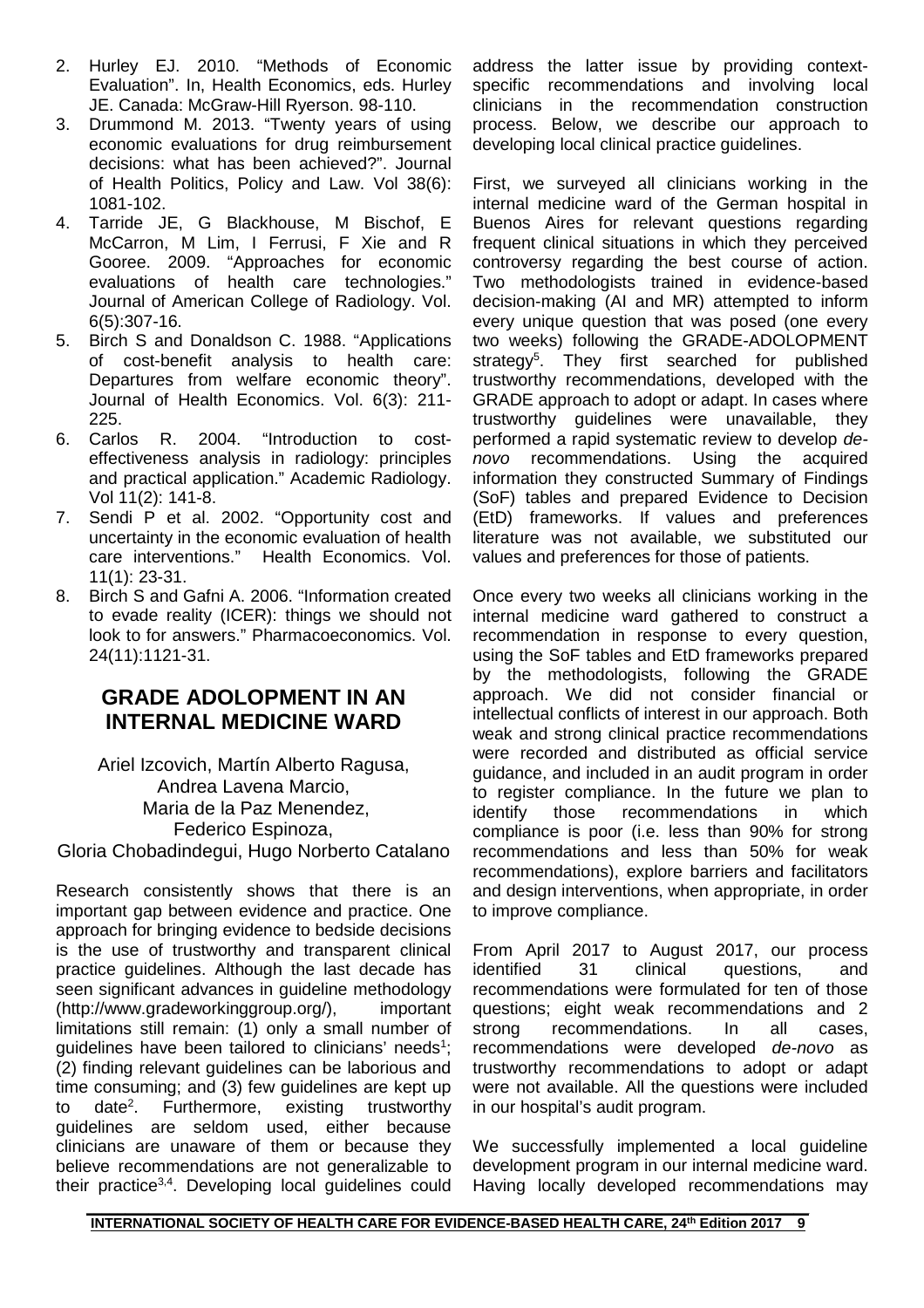2. Hurley EJ. 2010. "Methods of Economic Evaluation". In, Health Economics, eds. Hurley JE. Canada: McGraw-Hill Ryerson. 98-110.
3. Drummond M. 2013. "Twenty years of using economic evaluations for drug reimbursement decisions: what has been achieved?". Journal of Health Politics, Policy and Law. Vol 38(6): 1081-102.
4. Tarride JE, G Blackhouse, M Bischof, E McCarron, M Lim, I Ferrusi, F Xie and R Gooree. 2009. "Approaches for economic evaluations of health care technologies." Journal of American College of Radiology. Vol. 6(5):307-16.
5. Birch S and Donaldson C. 1988. "Applications of cost-benefit analysis to health care: Departures from welfare economic theory". Journal of Health Economics. Vol. 6(3): 211-225.
6. Carlos R. 2004. "Introduction to cost-effectiveness analysis in radiology: principles and practical application." Academic Radiology. Vol 11(2): 141-8.
7. Sendi P et al. 2002. "Opportunity cost and uncertainty in the economic evaluation of health care interventions." Health Economics. Vol. 11(1): 23-31.
8. Birch S and Gafni A. 2006. "Information created to evade reality (ICER): things we should not look to for answers." Pharmacoeconomics. Vol. 24(11):1121-31.

## GRADE ADOLOPMENT IN AN INTERNAL MEDICINE WARD

Ariel Izcovich, Martín Alberto Ragusa, Andrea Lavena Marcio, Maria de la Paz Menendez, Federico Espinoza, Gloria Chobadindegui, Hugo Norberto Catalano

Research consistently shows that there is an important gap between evidence and practice. One approach for bringing evidence to bedside decisions is the use of trustworthy and transparent clinical practice guidelines. Although the last decade has seen significant advances in guideline methodology (http://www.gradeworkinggroup.org/), important limitations still remain: (1) only a small number of guidelines have been tailored to clinicians' needs[1]; (2) finding relevant guidelines can be laborious and time consuming; and (3) few guidelines are kept up to date[2]. Furthermore, existing trustworthy guidelines are seldom used, either because clinicians are unaware of them or because they believe recommendations are not generalizable to their practice[3,4]. Developing local guidelines could address the latter issue by providing context-specific recommendations and involving local clinicians in the recommendation construction process. Below, we describe our approach to developing local clinical practice guidelines.

First, we surveyed all clinicians working in the internal medicine ward of the German hospital in Buenos Aires for relevant questions regarding frequent clinical situations in which they perceived controversy regarding the best course of action. Two methodologists trained in evidence-based decision-making (AI and MR) attempted to inform every unique question that was posed (one every two weeks) following the GRADE-ADOLOPMENT strategy[5]. They first searched for published trustworthy recommendations, developed with the GRADE approach to adopt or adapt. In cases where trustworthy guidelines were unavailable, they performed a rapid systematic review to develop *de-novo* recommendations. Using the acquired information they constructed Summary of Findings (SoF) tables and prepared Evidence to Decision (EtD) frameworks. If values and preferences literature was not available, we substituted our values and preferences for those of patients.

Once every two weeks all clinicians working in the internal medicine ward gathered to construct a recommendation in response to every question, using the SoF tables and EtD frameworks prepared by the methodologists, following the GRADE approach. We did not consider financial or intellectual conflicts of interest in our approach. Both weak and strong clinical practice recommendations were recorded and distributed as official service guidance, and included in an audit program in order to register compliance. In the future we plan to identify those recommendations in which compliance is poor (i.e. less than 90% for strong recommendations and less than 50% for weak recommendations), explore barriers and facilitators and design interventions, when appropriate, in order to improve compliance.

From April 2017 to August 2017, our process identified 31 clinical questions, and recommendations were formulated for ten of those questions; eight weak recommendations and 2 strong recommendations. In all cases, recommendations were developed *de-novo* as trustworthy recommendations to adopt or adapt were not available. All the questions were included in our hospital's audit program.

We successfully implemented a local guideline development program in our internal medicine ward. Having locally developed recommendations may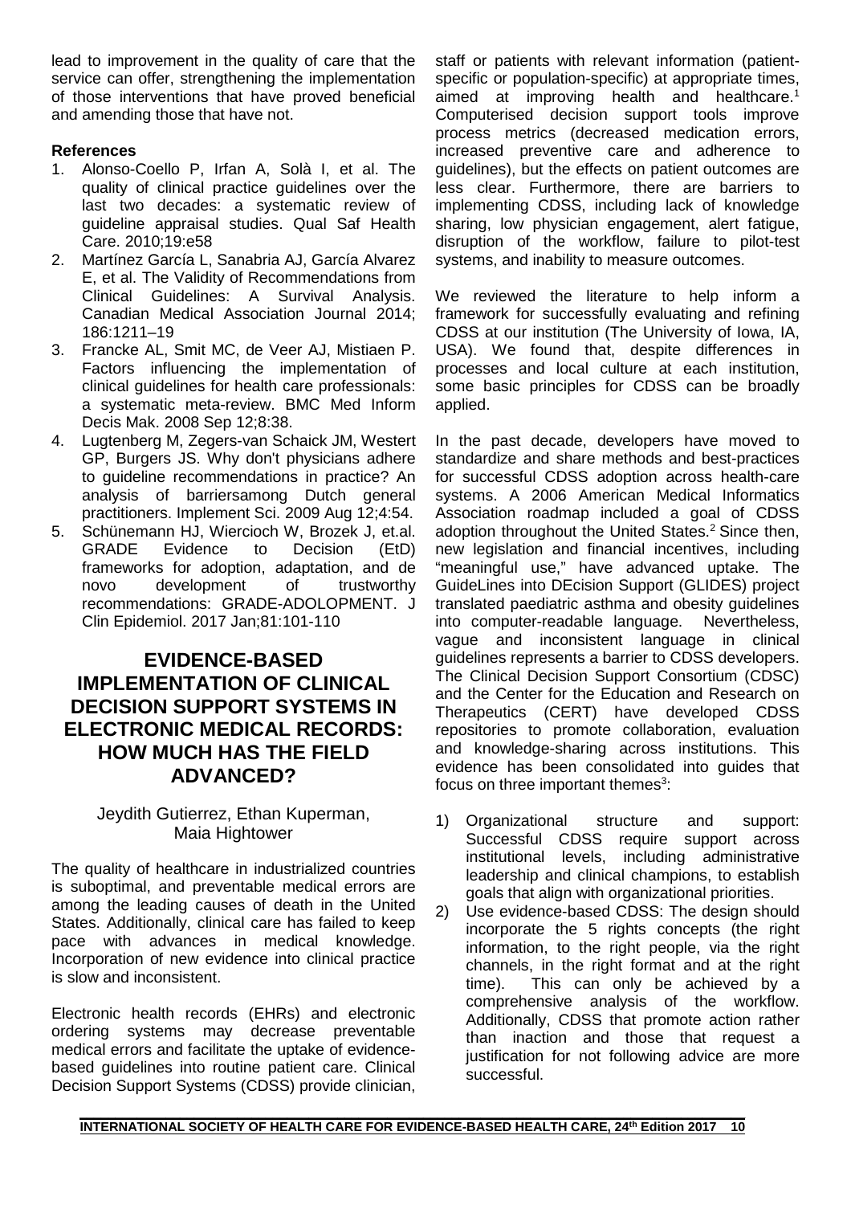lead to improvement in the quality of care that the service can offer, strengthening the implementation of those interventions that have proved beneficial and amending those that have not.

**References**

1. Alonso-Coello P, Irfan A, Solà I, et al. The quality of clinical practice guidelines over the last two decades: a systematic review of guideline appraisal studies. Qual Saf Health Care. 2010;19:e58
2. Martínez García L, Sanabria AJ, García Alvarez E, et al. The Validity of Recommendations from Clinical Guidelines: A Survival Analysis. Canadian Medical Association Journal 2014; 186:1211–19
3. Francke AL, Smit MC, de Veer AJ, Mistiaen P. Factors influencing the implementation of clinical guidelines for health care professionals: a systematic meta-review. BMC Med Inform Decis Mak. 2008 Sep 12;8:38.
4. Lugtenberg M, Zegers-van Schaick JM, Westert GP, Burgers JS. Why don't physicians adhere to guideline recommendations in practice? An analysis of barriersamong Dutch general practitioners. Implement Sci. 2009 Aug 12;4:54.
5. Schünemann HJ, Wiercioch W, Brozek J, et.al. GRADE Evidence to Decision (EtD) frameworks for adoption, adaptation, and de novo development of trustworthy recommendations: GRADE-ADOLOPMENT. J Clin Epidemiol. 2017 Jan;81:101-110

## EVIDENCE-BASED IMPLEMENTATION OF CLINICAL DECISION SUPPORT SYSTEMS IN ELECTRONIC MEDICAL RECORDS: HOW MUCH HAS THE FIELD ADVANCED?

Jeydith Gutierrez, Ethan Kuperman, Maia Hightower

The quality of healthcare in industrialized countries is suboptimal, and preventable medical errors are among the leading causes of death in the United States. Additionally, clinical care has failed to keep pace with advances in medical knowledge. Incorporation of new evidence into clinical practice is slow and inconsistent.

Electronic health records (EHRs) and electronic ordering systems may decrease preventable medical errors and facilitate the uptake of evidence-based guidelines into routine patient care. Clinical Decision Support Systems (CDSS) provide clinician, staff or patients with relevant information (patient-specific or population-specific) at appropriate times, aimed at improving health and healthcare.[1] Computerised decision support tools improve process metrics (decreased medication errors, increased preventive care and adherence to guidelines), but the effects on patient outcomes are less clear. Furthermore, there are barriers to implementing CDSS, including lack of knowledge sharing, low physician engagement, alert fatigue, disruption of the workflow, failure to pilot-test systems, and inability to measure outcomes.

We reviewed the literature to help inform a framework for successfully evaluating and refining CDSS at our institution (The University of Iowa, IA, USA). We found that, despite differences in processes and local culture at each institution, some basic principles for CDSS can be broadly applied.

In the past decade, developers have moved to standardize and share methods and best-practices for successful CDSS adoption across health-care systems. A 2006 American Medical Informatics Association roadmap included a goal of CDSS adoption throughout the United States.[2] Since then, new legislation and financial incentives, including "meaningful use," have advanced uptake. The GuideLines into DEcision Support (GLIDES) project translated paediatric asthma and obesity guidelines into computer-readable language. Nevertheless, vague and inconsistent language in clinical guidelines represents a barrier to CDSS developers. The Clinical Decision Support Consortium (CDSC) and the Center for the Education and Research on Therapeutics (CERT) have developed CDSS repositories to promote collaboration, evaluation and knowledge-sharing across institutions. This evidence has been consolidated into guides that focus on three important themes[3]:

1) Organizational structure and support: Successful CDSS require support across institutional levels, including administrative leadership and clinical champions, to establish goals that align with organizational priorities.
2) Use evidence-based CDSS: The design should incorporate the 5 rights concepts (the right information, to the right people, via the right channels, in the right format and at the right time). This can only be achieved by a comprehensive analysis of the workflow. Additionally, CDSS that promote action rather than inaction and those that request a justification for not following advice are more successful.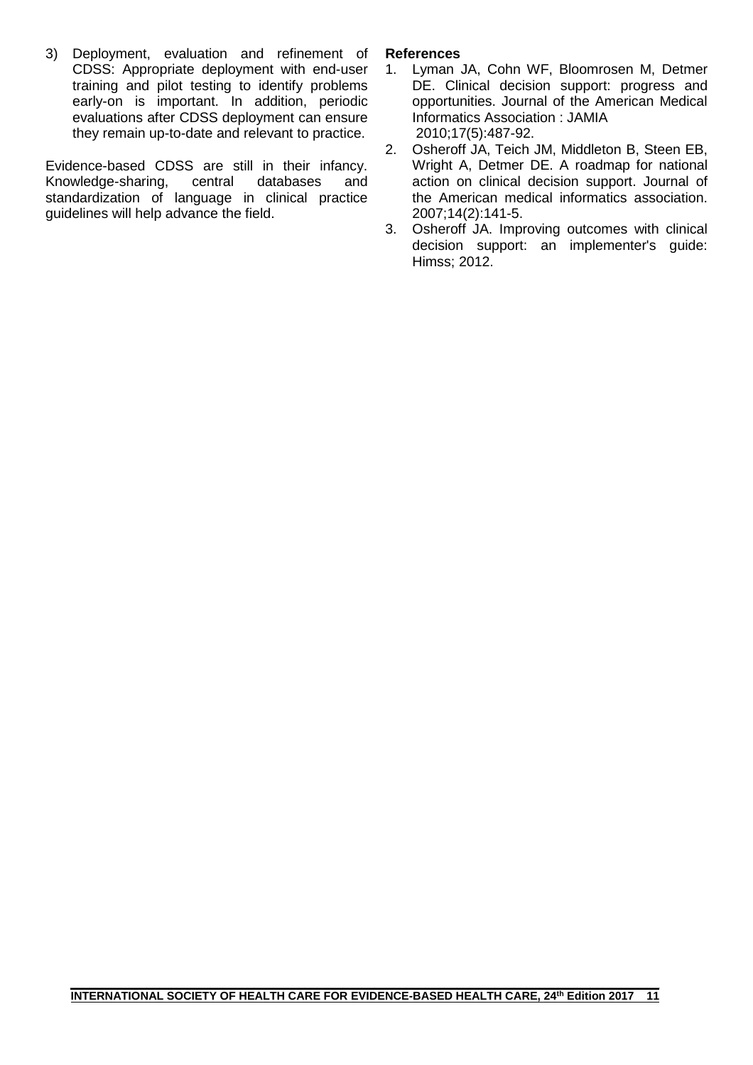3) Deployment, evaluation and refinement of CDSS: Appropriate deployment with end-user training and pilot testing to identify problems early-on is important. In addition, periodic evaluations after CDSS deployment can ensure they remain up-to-date and relevant to practice.

Evidence-based CDSS are still in their infancy. Knowledge-sharing, central databases and standardization of language in clinical practice guidelines will help advance the field.

**References**

1. Lyman JA, Cohn WF, Bloomrosen M, Detmer DE. Clinical decision support: progress and opportunities. Journal of the American Medical Informatics Association : JAMIA 2010;17(5):487-92.
2. Osheroff JA, Teich JM, Middleton B, Steen EB, Wright A, Detmer DE. A roadmap for national action on clinical decision support. Journal of the American medical informatics association. 2007;14(2):141-5.
3. Osheroff JA. Improving outcomes with clinical decision support: an implementer's guide: Himss; 2012.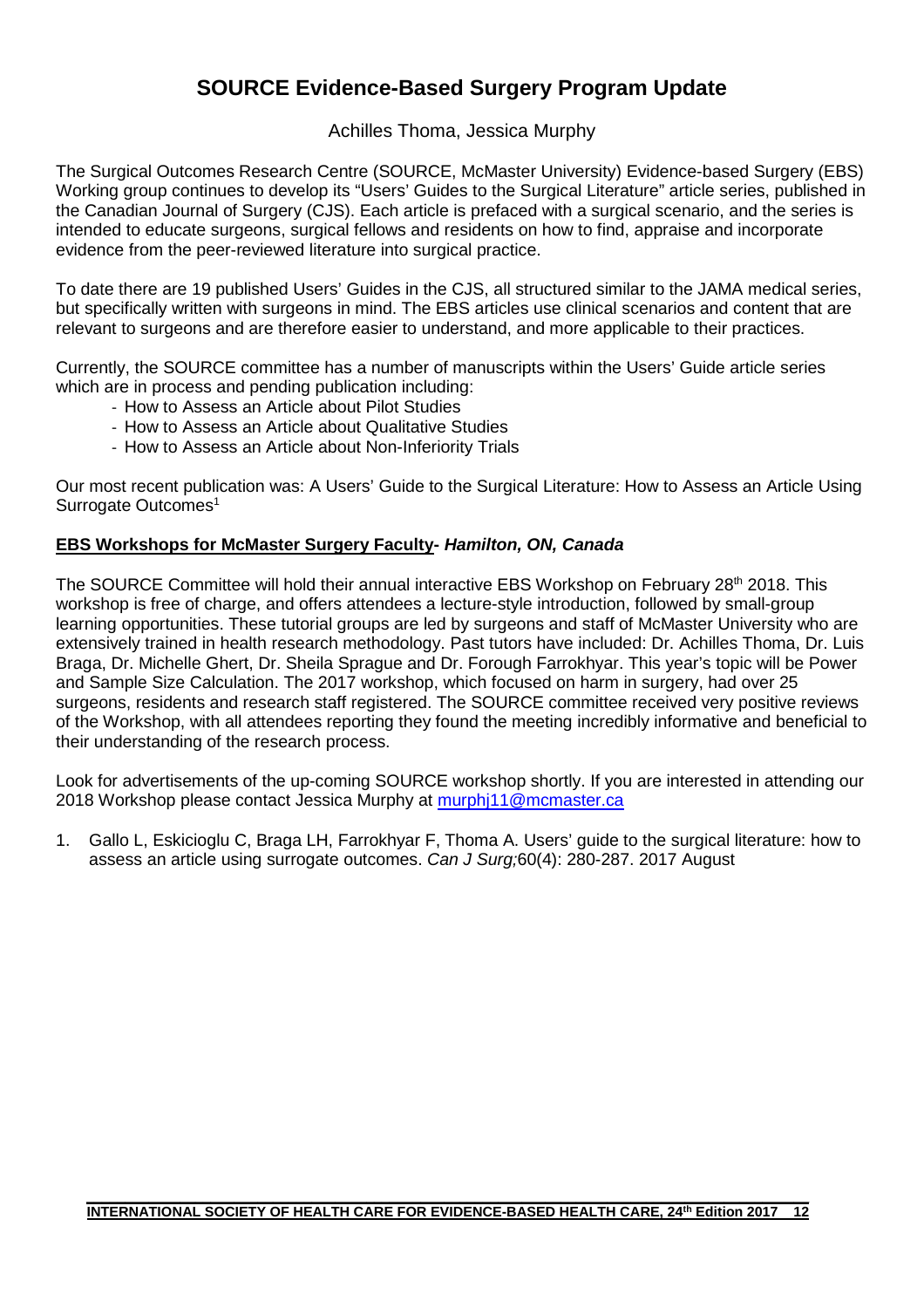# SOURCE Evidence-Based Surgery Program Update

Achilles Thoma, Jessica Murphy

The Surgical Outcomes Research Centre (SOURCE, McMaster University) Evidence-based Surgery (EBS) Working group continues to develop its "Users' Guides to the Surgical Literature" article series, published in the Canadian Journal of Surgery (CJS). Each article is prefaced with a surgical scenario, and the series is intended to educate surgeons, surgical fellows and residents on how to find, appraise and incorporate evidence from the peer-reviewed literature into surgical practice.

To date there are 19 published Users' Guides in the CJS, all structured similar to the JAMA medical series, but specifically written with surgeons in mind. The EBS articles use clinical scenarios and content that are relevant to surgeons and are therefore easier to understand, and more applicable to their practices.

Currently, the SOURCE committee has a number of manuscripts within the Users' Guide article series which are in process and pending publication including:

- How to Assess an Article about Pilot Studies
- How to Assess an Article about Qualitative Studies
- How to Assess an Article about Non-Inferiority Trials

Our most recent publication was: A Users' Guide to the Surgical Literature: How to Assess an Article Using Surrogate Outcomes[1]

## EBS Workshops for McMaster Surgery Faculty- *Hamilton, ON, Canada*

The SOURCE Committee will hold their annual interactive EBS Workshop on February 28th 2018. This workshop is free of charge, and offers attendees a lecture-style introduction, followed by small-group learning opportunities. These tutorial groups are led by surgeons and staff of McMaster University who are extensively trained in health research methodology. Past tutors have included: Dr. Achilles Thoma, Dr. Luis Braga, Dr. Michelle Ghert, Dr. Sheila Sprague and Dr. Forough Farrokhyar. This year's topic will be Power and Sample Size Calculation. The 2017 workshop, which focused on harm in surgery, had over 25 surgeons, residents and research staff registered. The SOURCE committee received very positive reviews of the Workshop, with all attendees reporting they found the meeting incredibly informative and beneficial to their understanding of the research process.

Look for advertisements of the up-coming SOURCE workshop shortly. If you are interested in attending our 2018 Workshop please contact Jessica Murphy at murphj11@mcmaster.ca

1. Gallo L, Eskicioglu C, Braga LH, Farrokhyar F, Thoma A. Users' guide to the surgical literature: how to assess an article using surrogate outcomes. *Can J Surg;*60(4): 280-287. 2017 August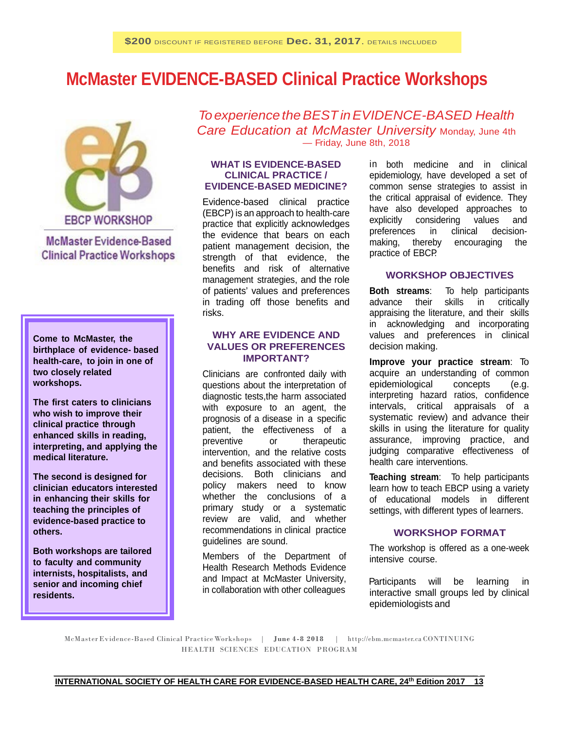**$200** DISCOUNT IF REGISTERED BEFORE **Dec. 31, 2017**. DETAILS INCLUDED

# McMaster EVIDENCE-BASED Clinical Practice Workshops

EBCP WORKSHOP

McMaster Evidence-Based Clinical Practice Workshops

*To experience the BEST in EVIDENCE-BASED Health Care Education at McMaster University* Monday, June 4th — Friday, June 8th, 2018

**Come to McMaster, the birthplace of evidence- based health-care, to join in one of two closely related workshops.**

**The first caters to clinicians who wish to improve their clinical practice through enhanced skills in reading, interpreting, and applying the medical literature.**

**The second is designed for clinician educators interested in enhancing their skills for teaching the principles of evidence-based practice to others.**

**Both workshops are tailored to faculty and community internists, hospitalists, and senior and incoming chief residents.**

### WHAT IS EVIDENCE-BASED CLINICAL PRACTICE / EVIDENCE-BASED MEDICINE?

Evidence-based clinical practice (EBCP) is an approach to health-care practice that explicitly acknowledges the evidence that bears on each patient management decision, the strength of that evidence, the benefits and risk of alternative management strategies, and the role of patients' values and preferences in trading off those benefits and risks.

### WHY ARE EVIDENCE AND VALUES OR PREFERENCES IMPORTANT?

Clinicians are confronted daily with questions about the interpretation of diagnostic tests,the harm associated with exposure to an agent, the prognosis of a disease in a specific patient, the effectiveness of a preventive or therapeutic intervention, and the relative costs and benefits associated with these decisions. Both clinicians and policy makers need to know whether the conclusions of a primary study or a systematic review are valid, and whether recommendations in clinical practice guidelines are sound.

Members of the Department of Health Research Methods Evidence and Impact at McMaster University, in collaboration with other colleagues in both medicine and in clinical epidemiology, have developed a set of common sense strategies to assist in the critical appraisal of evidence. They have also developed approaches to explicitly considering values and preferences in clinical decision-making, thereby encouraging the practice of EBCP.

### WORKSHOP OBJECTIVES

**Both streams**: To help participants advance their skills in critically appraising the literature, and their skills in acknowledging and incorporating values and preferences in clinical decision making.

**Improve your practice stream**: To acquire an understanding of common epidemiological concepts (e.g. interpreting hazard ratios, confidence intervals, critical appraisals of a systematic review) and advance their skills in using the literature for quality assurance, improving practice, and judging comparative effectiveness of health care interventions.

**Teaching stream**: To help participants learn how to teach EBCP using a variety of educational models in different settings, with different types of learners.

### WORKSHOP FORMAT

The workshop is offered as a one-week intensive course.

Participants will be learning in interactive small groups led by clinical epidemiologists and

McMaster Evidence-Based Clinical Practice Workshops | June 4-8 2018 | http://ebm.mcmaster.ca CONTINUING HEALTH SCIENCES EDUCATION PROGRAM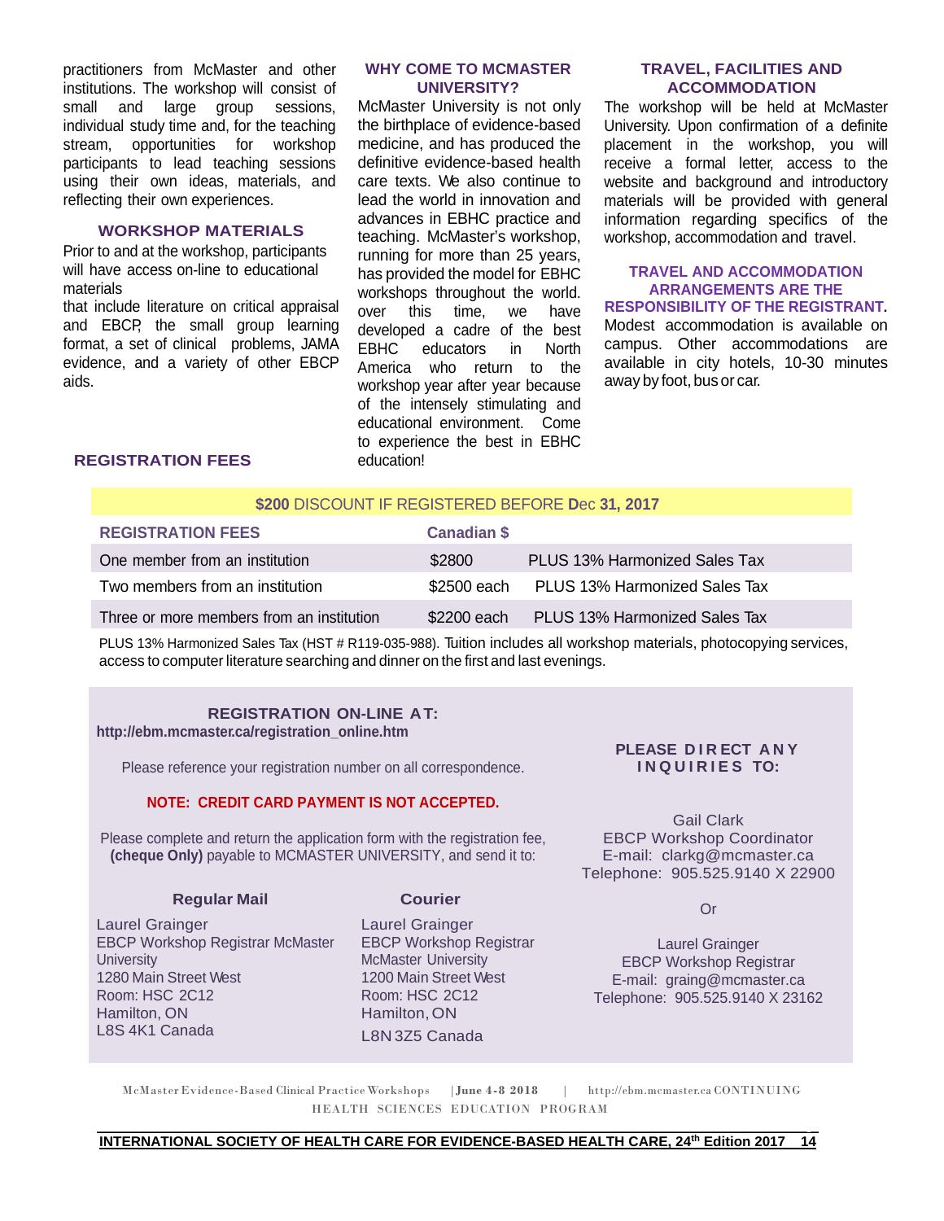practitioners from McMaster and other institutions. The workshop will consist of small and large group sessions, individual study time and, for the teaching stream, opportunities for workshop participants to lead teaching sessions using their own ideas, materials, and reflecting their own experiences.

### WORKSHOP MATERIALS

Prior to and at the workshop, participants will have access on-line to educational materials

that include literature on critical appraisal and EBCP, the small group learning format, a set of clinical problems, JAMA evidence, and a variety of other EBCP aids.

### WHY COME TO MCMASTER UNIVERSITY?

McMaster University is not only the birthplace of evidence-based medicine, and has produced the definitive evidence-based health care texts. We also continue to lead the world in innovation and advances in EBHC practice and teaching. McMaster's workshop, running for more than 25 years, has provided the model for EBHC workshops throughout the world. over this time, we have developed a cadre of the best EBHC educators in North America who return to the workshop year after year because of the intensely stimulating and educational environment. Come to experience the best in EBHC education!

### TRAVEL, FACILITIES AND ACCOMMODATION

The workshop will be held at McMaster University. Upon confirmation of a definite placement in the workshop, you will receive a formal letter, access to the website and background and introductory materials will be provided with general information regarding specifics of the workshop, accommodation and travel.

**TRAVEL AND ACCOMMODATION ARRANGEMENTS ARE THE RESPONSIBILITY OF THE REGISTRANT.** Modest accommodation is available on campus. Other accommodations are available in city hotels, 10-30 minutes away by foot, bus or car.

### REGISTRATION FEES

**$200** DISCOUNT IF REGISTERED BEFORE **D**ec **31, 2017**

| REGISTRATION FEES | Canadian $ | |
|---|---|---|
| One member from an institution | $2800 | PLUS 13% Harmonized Sales Tax |
| Two members from an institution | $2500 each | PLUS 13% Harmonized Sales Tax |
| Three or more members from an institution | $2200 each | PLUS 13% Harmonized Sales Tax |

PLUS 13% Harmonized Sales Tax (HST # R119-035-988). Tuition includes all workshop materials, photocopying services, access to computer literature searching and dinner on the first and last evenings.

### REGISTRATION ON-LINE AT:

**http://ebm.mcmaster.ca/registration_online.htm**

Please reference your registration number on all correspondence.

**NOTE: CREDIT CARD PAYMENT IS NOT ACCEPTED.**

Please complete and return the application form with the registration fee, **(cheque Only)** payable to MCMASTER UNIVERSITY, and send it to:

**Regular Mail**

Laurel Grainger
EBCP Workshop Registrar McMaster University
1280 Main Street West
Room: HSC 2C12
Hamilton, ON
L8S 4K1 Canada

**Courier**

Laurel Grainger
EBCP Workshop Registrar
McMaster University
1200 Main Street West
Room: HSC 2C12
Hamilton, ON
L8N 3Z5 Canada

**PLEASE DIRECT ANY INQUIRIES TO:**

Gail Clark
EBCP Workshop Coordinator
E-mail: clarkg@mcmaster.ca
Telephone: 905.525.9140 X 22900

Or

Laurel Grainger
EBCP Workshop Registrar
E-mail: graing@mcmaster.ca
Telephone: 905.525.9140 X 23162

McMaster Evidence-Based Clinical Practice Workshops | **June 4-8 2018** | http://ebm.mcmaster.ca CONTINUING HEALTH SCIENCES EDUCATION PROGRAM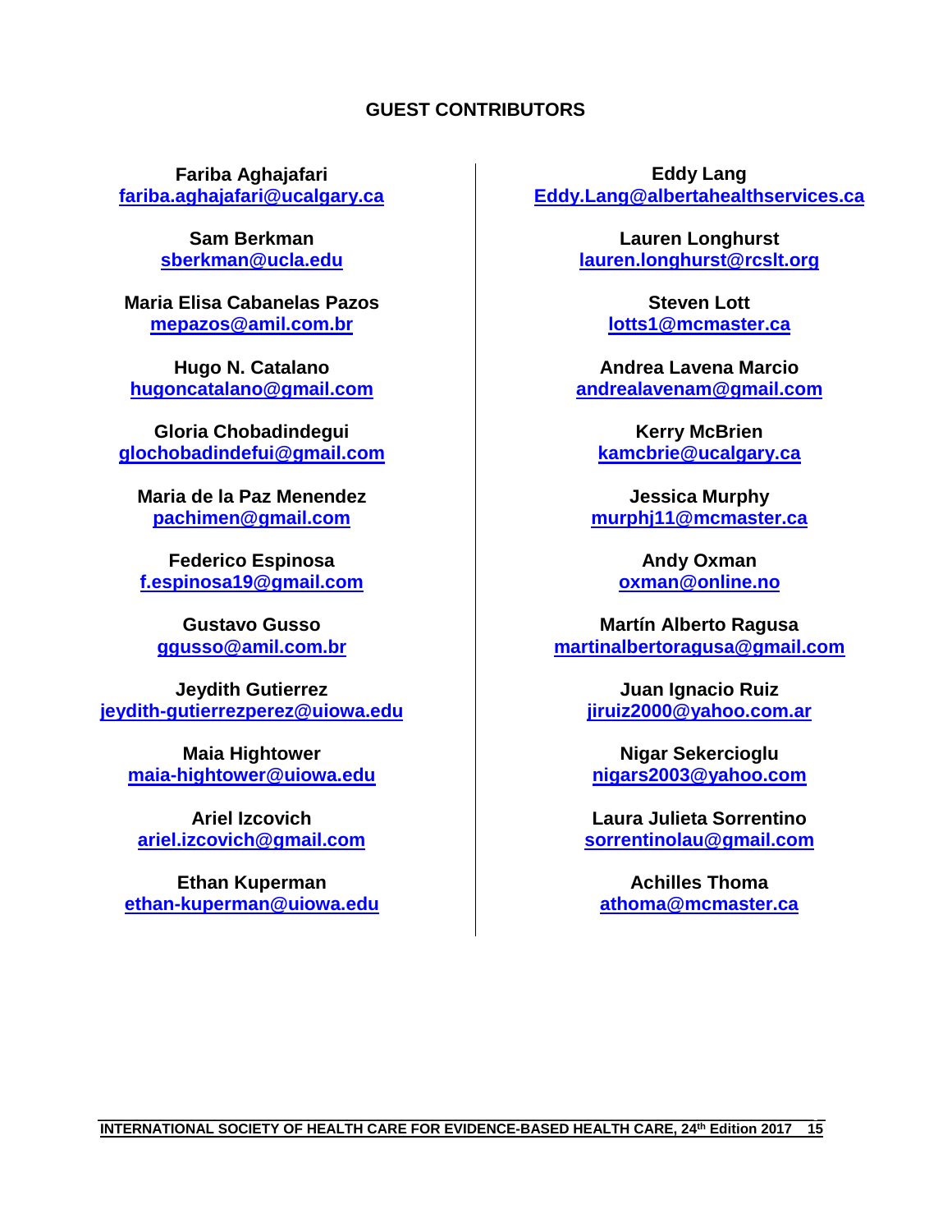## GUEST CONTRIBUTORS

**Fariba Aghajafari**
fariba.aghajafari@ucalgary.ca

**Sam Berkman**
sberkman@ucla.edu

**Maria Elisa Cabanelas Pazos**
mepazos@amil.com.br

**Hugo N. Catalano**
hugoncatalano@gmail.com

**Gloria Chobadindegui**
glochobadindefui@gmail.com

**Maria de la Paz Menendez**
pachimen@gmail.com

**Federico Espinosa**
f.espinosa19@gmail.com

**Gustavo Gusso**
ggusso@amil.com.br

**Jeydith Gutierrez**
jeydith-gutierrezperez@uiowa.edu

**Maia Hightower**
maia-hightower@uiowa.edu

**Ariel Izcovich**
ariel.izcovich@gmail.com

**Ethan Kuperman**
ethan-kuperman@uiowa.edu

**Eddy Lang**
Eddy.Lang@albertahealthservices.ca

**Lauren Longhurst**
lauren.longhurst@rcslt.org

**Steven Lott**
lotts1@mcmaster.ca

**Andrea Lavena Marcio**
andrealavenam@gmail.com

**Kerry McBrien**
kamcbrie@ucalgary.ca

**Jessica Murphy**
murphj11@mcmaster.ca

**Andy Oxman**
oxman@online.no

**Martín Alberto Ragusa**
martinalbertoragusa@gmail.com

**Juan Ignacio Ruiz**
jiruiz2000@yahoo.com.ar

**Nigar Sekercioglu**
nigars2003@yahoo.com

**Laura Julieta Sorrentino**
sorrentinolau@gmail.com

**Achilles Thoma**
athoma@mcmaster.ca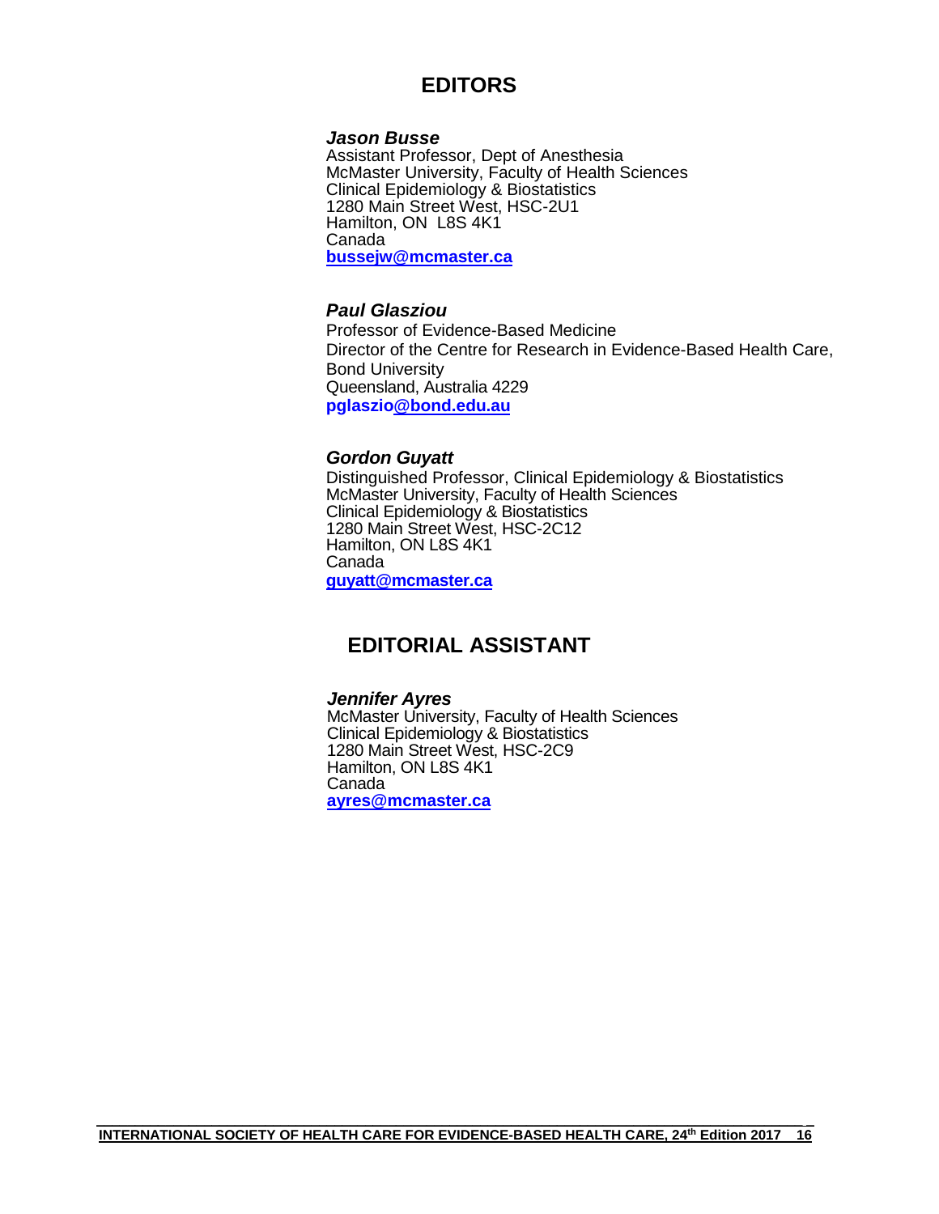# EDITORS

***Jason Busse***
Assistant Professor, Dept of Anesthesia
McMaster University, Faculty of Health Sciences
Clinical Epidemiology & Biostatistics
1280 Main Street West, HSC-2U1
Hamilton, ON L8S 4K1
Canada
**bussejw@mcmaster.ca**

***Paul Glasziou***
Professor of Evidence-Based Medicine
Director of the Centre for Research in Evidence-Based Health Care,
Bond University
Queensland, Australia 4229
**pglaszio@bond.edu.au**

***Gordon Guyatt***
Distinguished Professor, Clinical Epidemiology & Biostatistics
McMaster University, Faculty of Health Sciences
Clinical Epidemiology & Biostatistics
1280 Main Street West, HSC-2C12
Hamilton, ON L8S 4K1
Canada
**guyatt@mcmaster.ca**

# EDITORIAL ASSISTANT

***Jennifer Ayres***
McMaster University, Faculty of Health Sciences
Clinical Epidemiology & Biostatistics
1280 Main Street West, HSC-2C9
Hamilton, ON L8S 4K1
Canada
**ayres@mcmaster.ca**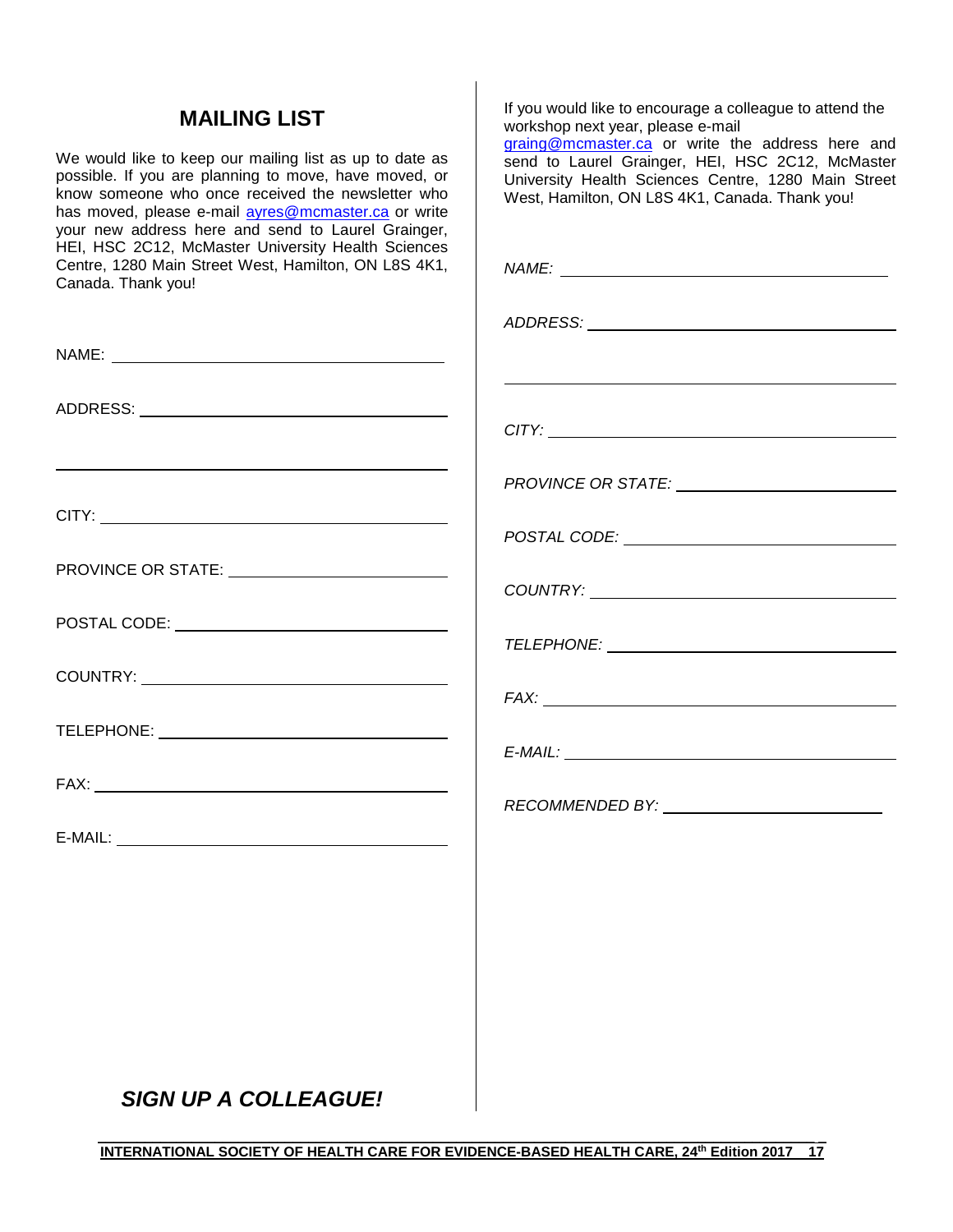## MAILING LIST

We would like to keep our mailing list as up to date as possible. If you are planning to move, have moved, or know someone who once received the newsletter who has moved, please e-mail ayres@mcmaster.ca or write your new address here and send to Laurel Grainger, HEI, HSC 2C12, McMaster University Health Sciences Centre, 1280 Main Street West, Hamilton, ON L8S 4K1, Canada. Thank you!

NAME: ________________________________

ADDRESS: ________________________________

________________________________

CITY: ________________________________

PROVINCE OR STATE: ________________________________

POSTAL CODE: ________________________________

COUNTRY: ________________________________

TELEPHONE: ________________________________

FAX: ________________________________

E-MAIL: ________________________________

## *SIGN UP A COLLEAGUE!*

If you would like to encourage a colleague to attend the workshop next year, please e-mail graing@mcmaster.ca or write the address here and send to Laurel Grainger, HEI, HSC 2C12, McMaster University Health Sciences Centre, 1280 Main Street West, Hamilton, ON L8S 4K1, Canada. Thank you!

*NAME:* ________________________________

*ADDRESS:* ________________________________

________________________________

*CITY:* ________________________________

*PROVINCE OR STATE:* ________________________________

*POSTAL CODE:* ________________________________

*COUNTRY:* ________________________________

*TELEPHONE:* ________________________________

*FAX:* ________________________________

*E-MAIL:* ________________________________

*RECOMMENDED BY:* ________________________________